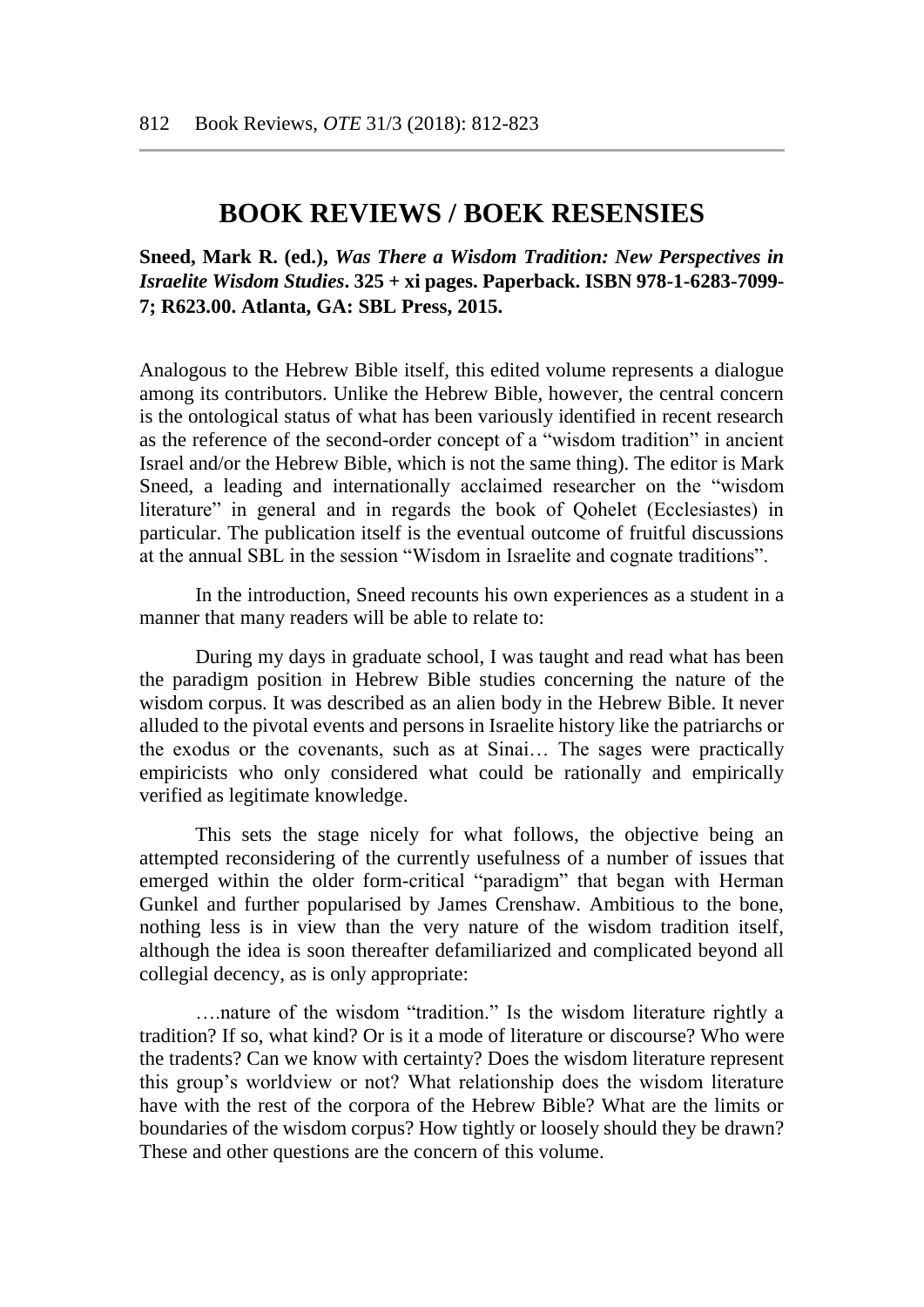# BOOK REVIEWS / BOEK RESENSIES

**Sneed, Mark R. (ed.), *Was There a Wisdom Tradition: New Perspectives in Israelite Wisdom Studies*. 325 + xi pages. Paperback. ISBN 978-1-6283-7099-7; R623.00. Atlanta, GA: SBL Press, 2015.**

Analogous to the Hebrew Bible itself, this edited volume represents a dialogue among its contributors. Unlike the Hebrew Bible, however, the central concern is the ontological status of what has been variously identified in recent research as the reference of the second-order concept of a "wisdom tradition" in ancient Israel and/or the Hebrew Bible, which is not the same thing). The editor is Mark Sneed, a leading and internationally acclaimed researcher on the "wisdom literature" in general and in regards the book of Qohelet (Ecclesiastes) in particular. The publication itself is the eventual outcome of fruitful discussions at the annual SBL in the session "Wisdom in Israelite and cognate traditions".

In the introduction, Sneed recounts his own experiences as a student in a manner that many readers will be able to relate to:

During my days in graduate school, I was taught and read what has been the paradigm position in Hebrew Bible studies concerning the nature of the wisdom corpus. It was described as an alien body in the Hebrew Bible. It never alluded to the pivotal events and persons in Israelite history like the patriarchs or the exodus or the covenants, such as at Sinai… The sages were practically empiricists who only considered what could be rationally and empirically verified as legitimate knowledge.

This sets the stage nicely for what follows, the objective being an attempted reconsidering of the currently usefulness of a number of issues that emerged within the older form-critical "paradigm" that began with Herman Gunkel and further popularised by James Crenshaw. Ambitious to the bone, nothing less is in view than the very nature of the wisdom tradition itself, although the idea is soon thereafter defamiliarized and complicated beyond all collegial decency, as is only appropriate:

….nature of the wisdom "tradition." Is the wisdom literature rightly a tradition? If so, what kind? Or is it a mode of literature or discourse? Who were the tradents? Can we know with certainty? Does the wisdom literature represent this group's worldview or not? What relationship does the wisdom literature have with the rest of the corpora of the Hebrew Bible? What are the limits or boundaries of the wisdom corpus? How tightly or loosely should they be drawn? These and other questions are the concern of this volume.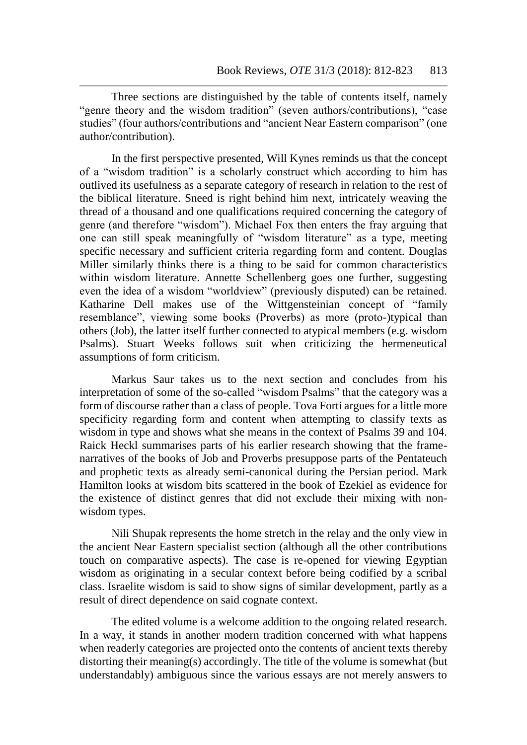Three sections are distinguished by the table of contents itself, namely "genre theory and the wisdom tradition" (seven authors/contributions), "case studies" (four authors/contributions and "ancient Near Eastern comparison" (one author/contribution).

In the first perspective presented, Will Kynes reminds us that the concept of a "wisdom tradition" is a scholarly construct which according to him has outlived its usefulness as a separate category of research in relation to the rest of the biblical literature. Sneed is right behind him next, intricately weaving the thread of a thousand and one qualifications required concerning the category of genre (and therefore "wisdom"). Michael Fox then enters the fray arguing that one can still speak meaningfully of "wisdom literature" as a type, meeting specific necessary and sufficient criteria regarding form and content. Douglas Miller similarly thinks there is a thing to be said for common characteristics within wisdom literature. Annette Schellenberg goes one further, suggesting even the idea of a wisdom "worldview" (previously disputed) can be retained. Katharine Dell makes use of the Wittgensteinian concept of "family resemblance", viewing some books (Proverbs) as more (proto-)typical than others (Job), the latter itself further connected to atypical members (e.g. wisdom Psalms). Stuart Weeks follows suit when criticizing the hermeneutical assumptions of form criticism.

Markus Saur takes us to the next section and concludes from his interpretation of some of the so-called "wisdom Psalms" that the category was a form of discourse rather than a class of people. Tova Forti argues for a little more specificity regarding form and content when attempting to classify texts as wisdom in type and shows what she means in the context of Psalms 39 and 104. Raick Heckl summarises parts of his earlier research showing that the frame-narratives of the books of Job and Proverbs presuppose parts of the Pentateuch and prophetic texts as already semi-canonical during the Persian period. Mark Hamilton looks at wisdom bits scattered in the book of Ezekiel as evidence for the existence of distinct genres that did not exclude their mixing with non-wisdom types.

Nili Shupak represents the home stretch in the relay and the only view in the ancient Near Eastern specialist section (although all the other contributions touch on comparative aspects). The case is re-opened for viewing Egyptian wisdom as originating in a secular context before being codified by a scribal class. Israelite wisdom is said to show signs of similar development, partly as a result of direct dependence on said cognate context.

The edited volume is a welcome addition to the ongoing related research. In a way, it stands in another modern tradition concerned with what happens when readerly categories are projected onto the contents of ancient texts thereby distorting their meaning(s) accordingly. The title of the volume is somewhat (but understandably) ambiguous since the various essays are not merely answers to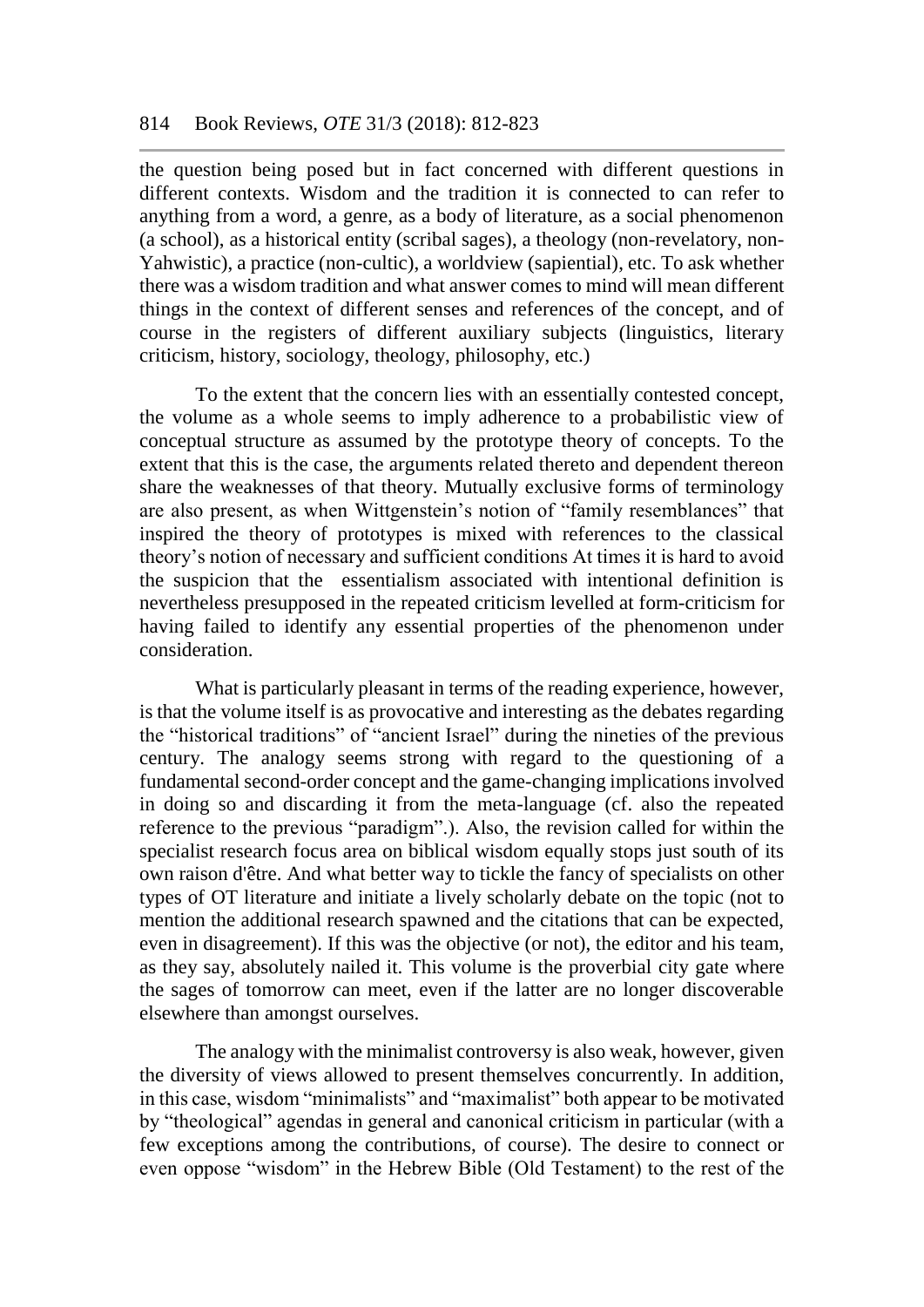the question being posed but in fact concerned with different questions in different contexts. Wisdom and the tradition it is connected to can refer to anything from a word, a genre, as a body of literature, as a social phenomenon (a school), as a historical entity (scribal sages), a theology (non-revelatory, non-Yahwistic), a practice (non-cultic), a worldview (sapiential), etc. To ask whether there was a wisdom tradition and what answer comes to mind will mean different things in the context of different senses and references of the concept, and of course in the registers of different auxiliary subjects (linguistics, literary criticism, history, sociology, theology, philosophy, etc.)

To the extent that the concern lies with an essentially contested concept, the volume as a whole seems to imply adherence to a probabilistic view of conceptual structure as assumed by the prototype theory of concepts. To the extent that this is the case, the arguments related thereto and dependent thereon share the weaknesses of that theory. Mutually exclusive forms of terminology are also present, as when Wittgenstein's notion of "family resemblances" that inspired the theory of prototypes is mixed with references to the classical theory's notion of necessary and sufficient conditions At times it is hard to avoid the suspicion that the essentialism associated with intentional definition is nevertheless presupposed in the repeated criticism levelled at form-criticism for having failed to identify any essential properties of the phenomenon under consideration.

What is particularly pleasant in terms of the reading experience, however, is that the volume itself is as provocative and interesting as the debates regarding the "historical traditions" of "ancient Israel" during the nineties of the previous century. The analogy seems strong with regard to the questioning of a fundamental second-order concept and the game-changing implications involved in doing so and discarding it from the meta-language (cf. also the repeated reference to the previous "paradigm".). Also, the revision called for within the specialist research focus area on biblical wisdom equally stops just south of its own raison d'être. And what better way to tickle the fancy of specialists on other types of OT literature and initiate a lively scholarly debate on the topic (not to mention the additional research spawned and the citations that can be expected, even in disagreement). If this was the objective (or not), the editor and his team, as they say, absolutely nailed it. This volume is the proverbial city gate where the sages of tomorrow can meet, even if the latter are no longer discoverable elsewhere than amongst ourselves.

The analogy with the minimalist controversy is also weak, however, given the diversity of views allowed to present themselves concurrently. In addition, in this case, wisdom "minimalists" and "maximalist" both appear to be motivated by "theological" agendas in general and canonical criticism in particular (with a few exceptions among the contributions, of course). The desire to connect or even oppose "wisdom" in the Hebrew Bible (Old Testament) to the rest of the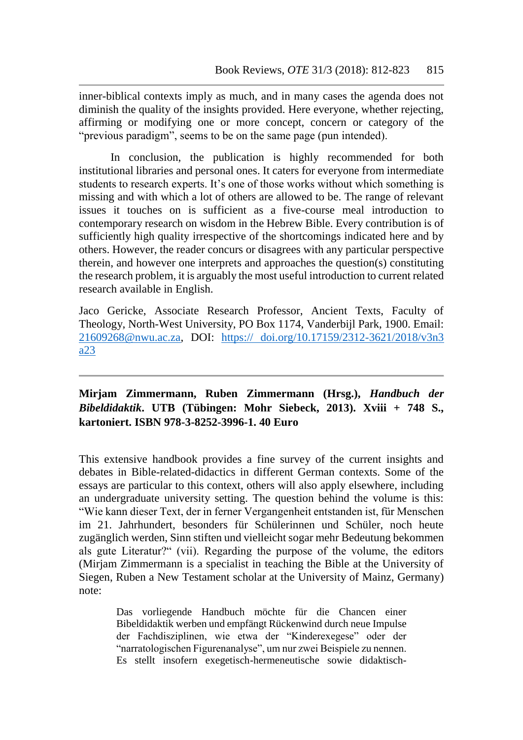inner-biblical contexts imply as much, and in many cases the agenda does not diminish the quality of the insights provided. Here everyone, whether rejecting, affirming or modifying one or more concept, concern or category of the "previous paradigm", seems to be on the same page (pun intended).

In conclusion, the publication is highly recommended for both institutional libraries and personal ones. It caters for everyone from intermediate students to research experts. It's one of those works without which something is missing and with which a lot of others are allowed to be. The range of relevant issues it touches on is sufficient as a five-course meal introduction to contemporary research on wisdom in the Hebrew Bible. Every contribution is of sufficiently high quality irrespective of the shortcomings indicated here and by others. However, the reader concurs or disagrees with any particular perspective therein, and however one interprets and approaches the question(s) constituting the research problem, it is arguably the most useful introduction to current related research available in English.

Jaco Gericke, Associate Research Professor, Ancient Texts, Faculty of Theology, North-West University, PO Box 1174, Vanderbijl Park, 1900. Email: [21609268@nwu.ac.za](mailto:21609268@nwu.ac.za), DOI: [https:// doi.org/10.17159/2312-3621/2018/v3n3a23](https://doi.org/10.17159/2312-3621/2018/v3n3a23)

---

**Mirjam Zimmermann, Ruben Zimmermann (Hrsg.), *Handbuch der Bibeldidaktik*. UTB (Tübingen: Mohr Siebeck, 2013). Xviii + 748 S., kartoniert. ISBN 978-3-8252-3996-1. 40 Euro**

This extensive handbook provides a fine survey of the current insights and debates in Bible-related-didactics in different German contexts. Some of the essays are particular to this context, others will also apply elsewhere, including an undergraduate university setting. The question behind the volume is this: "Wie kann dieser Text, der in ferner Vergangenheit entstanden ist, für Menschen im 21. Jahrhundert, besonders für Schülerinnen und Schüler, noch heute zugänglich werden, Sinn stiften und vielleicht sogar mehr Bedeutung bekommen als gute Literatur?" (vii). Regarding the purpose of the volume, the editors (Mirjam Zimmermann is a specialist in teaching the Bible at the University of Siegen, Ruben a New Testament scholar at the University of Mainz, Germany) note:

> Das vorliegende Handbuch möchte für die Chancen einer Bibeldidaktik werben und empfängt Rückenwind durch neue Impulse der Fachdisziplinen, wie etwa der "Kinderexegese" oder der "narratologischen Figurenanalyse", um nur zwei Beispiele zu nennen. Es stellt insofern exegetisch-hermeneutische sowie didaktisch-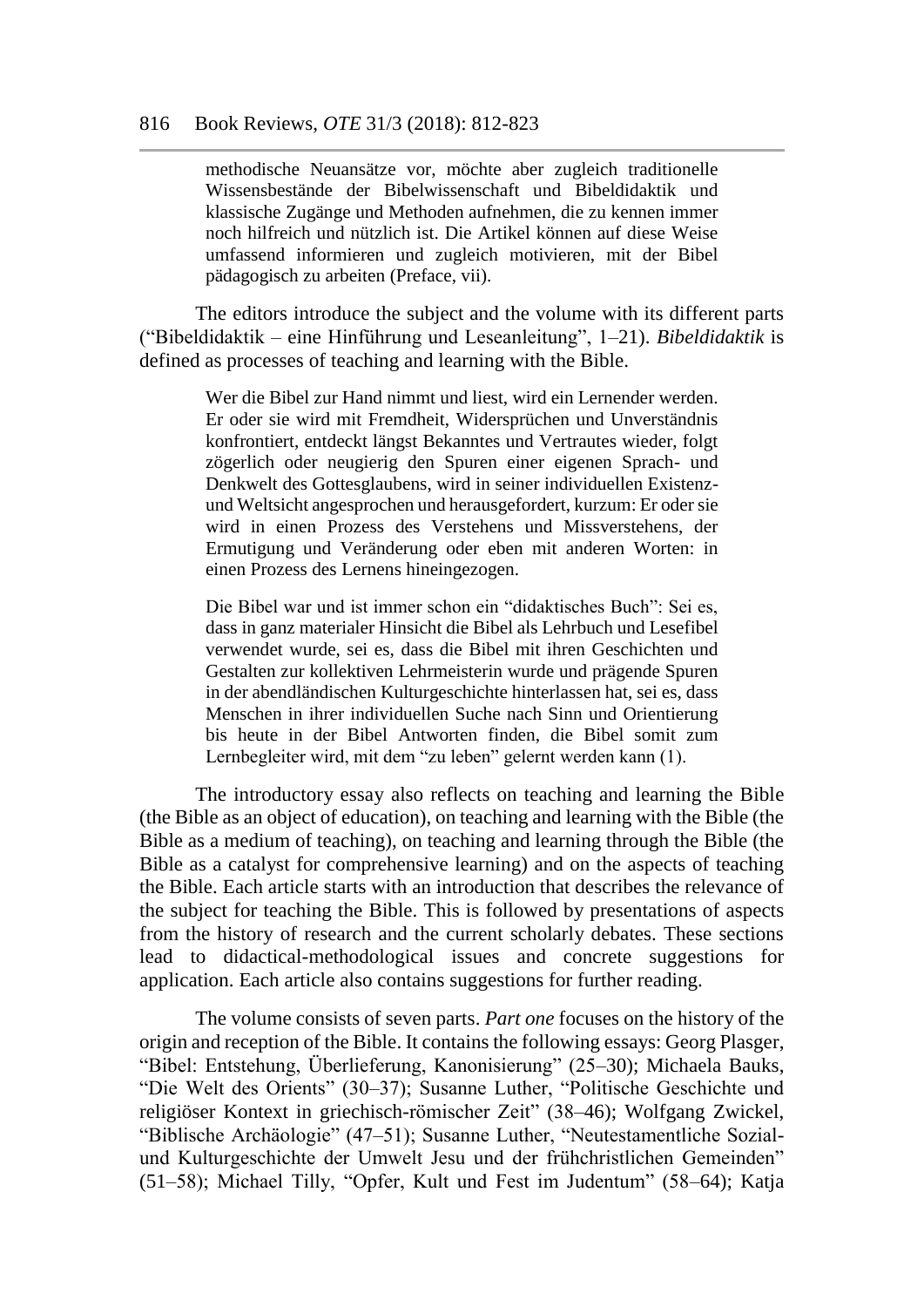> methodische Neuansätze vor, möchte aber zugleich traditionelle Wissensbestände der Bibelwissenschaft und Bibeldidaktik und klassische Zugänge und Methoden aufnehmen, die zu kennen immer noch hilfreich und nützlich ist. Die Artikel können auf diese Weise umfassend informieren und zugleich motivieren, mit der Bibel pädagogisch zu arbeiten (Preface, vii).

The editors introduce the subject and the volume with its different parts ("Bibeldidaktik – eine Hinführung und Leseanleitung", 1–21). *Bibeldidaktik* is defined as processes of teaching and learning with the Bible.

> Wer die Bibel zur Hand nimmt und liest, wird ein Lernender werden. Er oder sie wird mit Fremdheit, Widersprüchen und Unverständnis konfrontiert, entdeckt längst Bekanntes und Vertrautes wieder, folgt zögerlich oder neugierig den Spuren einer eigenen Sprach- und Denkwelt des Gottesglaubens, wird in seiner individuellen Existenz- und Weltsicht angesprochen und herausgefordert, kurzum: Er oder sie wird in einen Prozess des Verstehens und Missverstehens, der Ermutigung und Veränderung oder eben mit anderen Worten: in einen Prozess des Lernens hineingezogen.
>
> Die Bibel war und ist immer schon ein "didaktisches Buch": Sei es, dass in ganz materialer Hinsicht die Bibel als Lehrbuch und Lesefibel verwendet wurde, sei es, dass die Bibel mit ihren Geschichten und Gestalten zur kollektiven Lehrmeisterin wurde und prägende Spuren in der abendländischen Kulturgeschichte hinterlassen hat, sei es, dass Menschen in ihrer individuellen Suche nach Sinn und Orientierung bis heute in der Bibel Antworten finden, die Bibel somit zum Lernbegleiter wird, mit dem "zu leben" gelernt werden kann (1).

The introductory essay also reflects on teaching and learning the Bible (the Bible as an object of education), on teaching and learning with the Bible (the Bible as a medium of teaching), on teaching and learning through the Bible (the Bible as a catalyst for comprehensive learning) and on the aspects of teaching the Bible. Each article starts with an introduction that describes the relevance of the subject for teaching the Bible. This is followed by presentations of aspects from the history of research and the current scholarly debates. These sections lead to didactical-methodological issues and concrete suggestions for application. Each article also contains suggestions for further reading.

The volume consists of seven parts. *Part one* focuses on the history of the origin and reception of the Bible. It contains the following essays: Georg Plasger, "Bibel: Entstehung, Überlieferung, Kanonisierung" (25–30); Michaela Bauks, "Die Welt des Orients" (30–37); Susanne Luther, "Politische Geschichte und religiöser Kontext in griechisch-römischer Zeit" (38–46); Wolfgang Zwickel, "Biblische Archäologie" (47–51); Susanne Luther, "Neutestamentliche Sozial- und Kulturgeschichte der Umwelt Jesu und der frühchristlichen Gemeinden" (51–58); Michael Tilly, "Opfer, Kult und Fest im Judentum" (58–64); Katja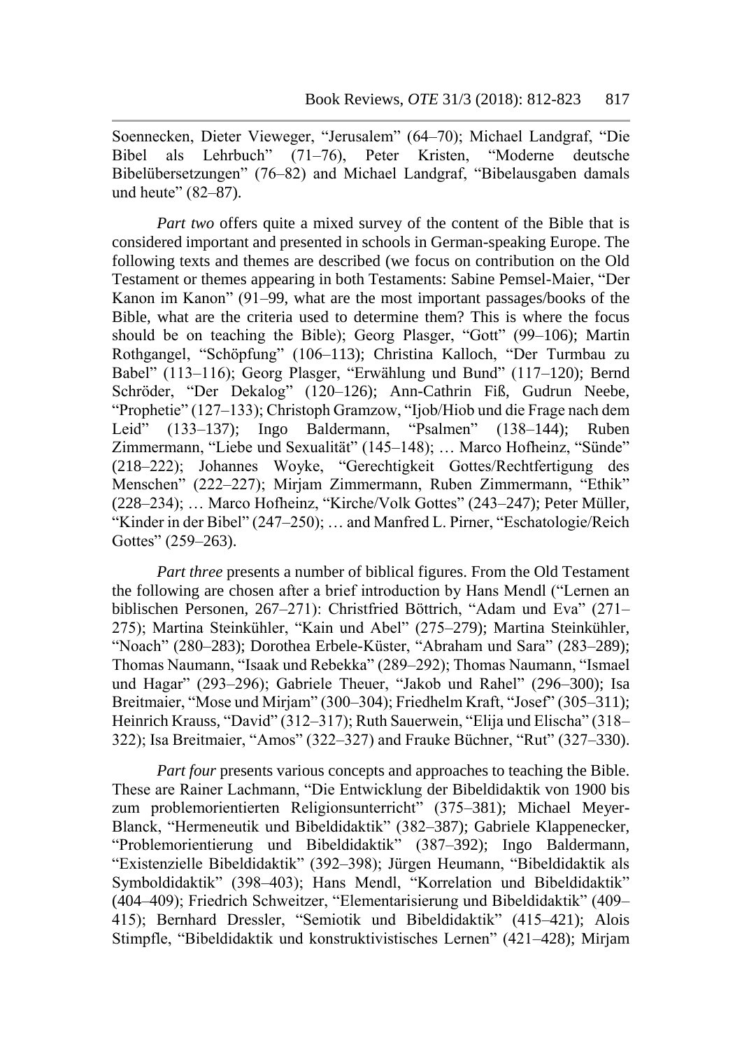Soennecken, Dieter Vieweger, "Jerusalem" (64–70); Michael Landgraf, "Die Bibel als Lehrbuch" (71–76), Peter Kristen, "Moderne deutsche Bibelübersetzungen" (76–82) and Michael Landgraf, "Bibelausgaben damals und heute" (82–87).

*Part two* offers quite a mixed survey of the content of the Bible that is considered important and presented in schools in German-speaking Europe. The following texts and themes are described (we focus on contribution on the Old Testament or themes appearing in both Testaments: Sabine Pemsel-Maier, "Der Kanon im Kanon" (91–99, what are the most important passages/books of the Bible, what are the criteria used to determine them? This is where the focus should be on teaching the Bible); Georg Plasger, "Gott" (99–106); Martin Rothgangel, "Schöpfung" (106–113); Christina Kalloch, "Der Turmbau zu Babel" (113–116); Georg Plasger, "Erwählung und Bund" (117–120); Bernd Schröder, "Der Dekalog" (120–126); Ann-Cathrin Fiß, Gudrun Neebe, "Prophetie" (127–133); Christoph Gramzow, "Ijob/Hiob und die Frage nach dem Leid" (133–137); Ingo Baldermann, "Psalmen" (138–144); Ruben Zimmermann, "Liebe und Sexualität" (145–148); … Marco Hofheinz, "Sünde" (218–222); Johannes Woyke, "Gerechtigkeit Gottes/Rechtfertigung des Menschen" (222–227); Mirjam Zimmermann, Ruben Zimmermann, "Ethik" (228–234); … Marco Hofheinz, "Kirche/Volk Gottes" (243–247); Peter Müller, "Kinder in der Bibel" (247–250); … and Manfred L. Pirner, "Eschatologie/Reich Gottes" (259–263).

*Part three* presents a number of biblical figures. From the Old Testament the following are chosen after a brief introduction by Hans Mendl ("Lernen an biblischen Personen, 267–271): Christfried Böttrich, "Adam und Eva" (271–275); Martina Steinkühler, "Kain und Abel" (275–279); Martina Steinkühler, "Noach" (280–283); Dorothea Erbele-Küster, "Abraham und Sara" (283–289); Thomas Naumann, "Isaak und Rebekka" (289–292); Thomas Naumann, "Ismael und Hagar" (293–296); Gabriele Theuer, "Jakob und Rahel" (296–300); Isa Breitmaier, "Mose und Mirjam" (300–304); Friedhelm Kraft, "Josef" (305–311); Heinrich Krauss, "David" (312–317); Ruth Sauerwein, "Elija und Elischa" (318–322); Isa Breitmaier, "Amos" (322–327) and Frauke Büchner, "Rut" (327–330).

*Part four* presents various concepts and approaches to teaching the Bible. These are Rainer Lachmann, "Die Entwicklung der Bibeldidaktik von 1900 bis zum problemorientierten Religionsunterricht" (375–381); Michael Meyer-Blanck, "Hermeneutik und Bibeldidaktik" (382–387); Gabriele Klappenecker, "Problemorientierung und Bibeldidaktik" (387–392); Ingo Baldermann, "Existenzielle Bibeldidaktik" (392–398); Jürgen Heumann, "Bibeldidaktik als Symboldidaktik" (398–403); Hans Mendl, "Korrelation und Bibeldidaktik" (404–409); Friedrich Schweitzer, "Elementarisierung und Bibeldidaktik" (409–415); Bernhard Dressler, "Semiotik und Bibeldidaktik" (415–421); Alois Stimpfle, "Bibeldidaktik und konstruktivistisches Lernen" (421–428); Mirjam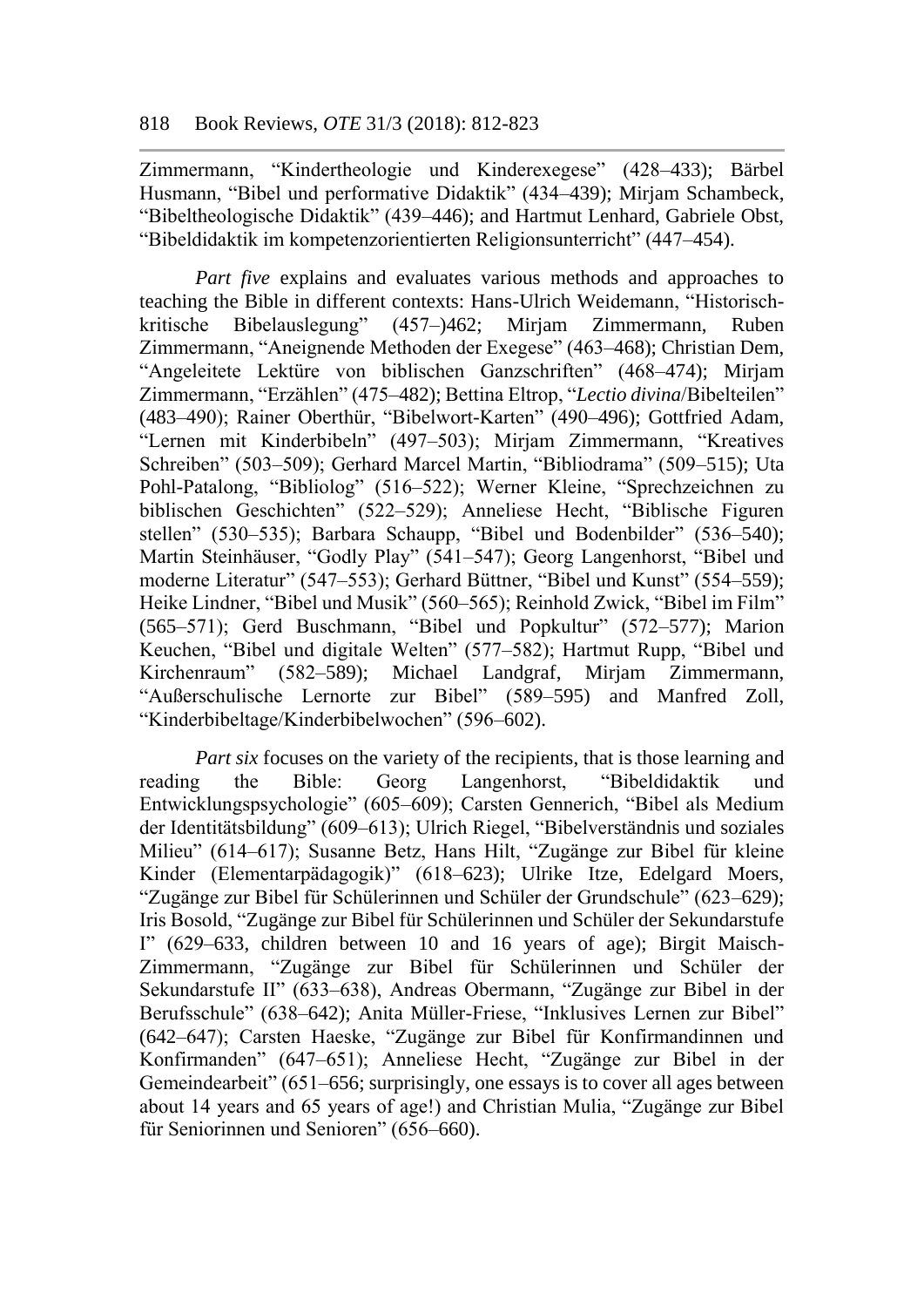Zimmermann, "Kindertheologie und Kinderexegese" (428–433); Bärbel Husmann, "Bibel und performative Didaktik" (434–439); Mirjam Schambeck, "Bibeltheologische Didaktik" (439–446); and Hartmut Lenhard, Gabriele Obst, "Bibeldidaktik im kompetenzorientierten Religionsunterricht" (447–454).

*Part five* explains and evaluates various methods and approaches to teaching the Bible in different contexts: Hans-Ulrich Weidemann, "Historisch-kritische Bibelauslegung" (457–)462; Mirjam Zimmermann, Ruben Zimmermann, "Aneignende Methoden der Exegese" (463–468); Christian Dem, "Angeleitete Lektüre von biblischen Ganzschriften" (468–474); Mirjam Zimmermann, "Erzählen" (475–482); Bettina Eltrop, "*Lectio divina*/Bibelteilen" (483–490); Rainer Oberthür, "Bibelwort-Karten" (490–496); Gottfried Adam, "Lernen mit Kinderbibeln" (497–503); Mirjam Zimmermann, "Kreatives Schreiben" (503–509); Gerhard Marcel Martin, "Bibliodrama" (509–515); Uta Pohl-Patalong, "Bibliolog" (516–522); Werner Kleine, "Sprechzeichnen zu biblischen Geschichten" (522–529); Anneliese Hecht, "Biblische Figuren stellen" (530–535); Barbara Schaupp, "Bibel und Bodenbilder" (536–540); Martin Steinhäuser, "Godly Play" (541–547); Georg Langenhorst, "Bibel und moderne Literatur" (547–553); Gerhard Büttner, "Bibel und Kunst" (554–559); Heike Lindner, "Bibel und Musik" (560–565); Reinhold Zwick, "Bibel im Film" (565–571); Gerd Buschmann, "Bibel und Popkultur" (572–577); Marion Keuchen, "Bibel und digitale Welten" (577–582); Hartmut Rupp, "Bibel und Kirchenraum" (582–589); Michael Landgraf, Mirjam Zimmermann, "Außerschulische Lernorte zur Bibel" (589–595) and Manfred Zoll, "Kinderbibeltage/Kinderbibelwochen" (596–602).

*Part six* focuses on the variety of the recipients, that is those learning and reading the Bible: Georg Langenhorst, "Bibeldidaktik und Entwicklungspsychologie" (605–609); Carsten Gennerich, "Bibel als Medium der Identitätsbildung" (609–613); Ulrich Riegel, "Bibelverständnis und soziales Milieu" (614–617); Susanne Betz, Hans Hilt, "Zugänge zur Bibel für kleine Kinder (Elementarpädagogik)" (618–623); Ulrike Itze, Edelgard Moers, "Zugänge zur Bibel für Schülerinnen und Schüler der Grundschule" (623–629); Iris Bosold, "Zugänge zur Bibel für Schülerinnen und Schüler der Sekundarstufe I" (629–633, children between 10 and 16 years of age); Birgit Maisch-Zimmermann, "Zugänge zur Bibel für Schülerinnen und Schüler der Sekundarstufe II" (633–638), Andreas Obermann, "Zugänge zur Bibel in der Berufsschule" (638–642); Anita Müller-Friese, "Inklusives Lernen zur Bibel" (642–647); Carsten Haeske, "Zugänge zur Bibel für Konfirmandinnen und Konfirmanden" (647–651); Anneliese Hecht, "Zugänge zur Bibel in der Gemeindearbeit" (651–656; surprisingly, one essays is to cover all ages between about 14 years and 65 years of age!) and Christian Mulia, "Zugänge zur Bibel für Seniorinnen und Senioren" (656–660).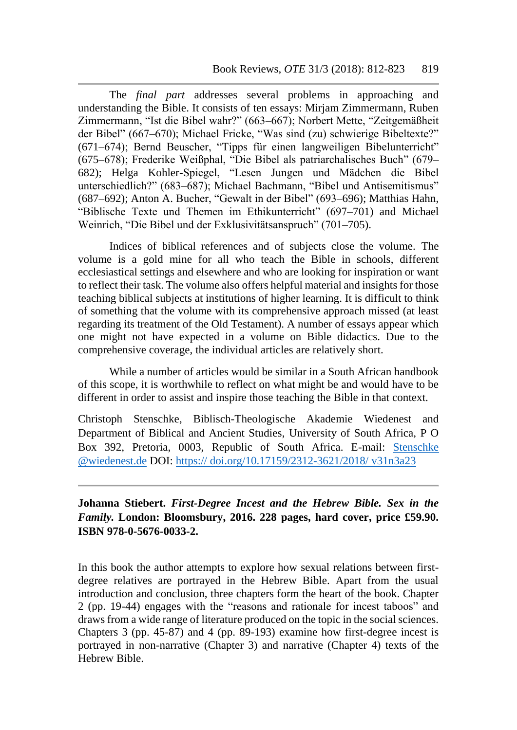The *final part* addresses several problems in approaching and understanding the Bible. It consists of ten essays: Mirjam Zimmermann, Ruben Zimmermann, "Ist die Bibel wahr?" (663–667); Norbert Mette, "Zeitgemäßheit der Bibel" (667–670); Michael Fricke, "Was sind (zu) schwierige Bibeltexte?" (671–674); Bernd Beuscher, "Tipps für einen langweiligen Bibelunterricht" (675–678); Frederike Weißphal, "Die Bibel als patriarchalisches Buch" (679–682); Helga Kohler-Spiegel, "Lesen Jungen und Mädchen die Bibel unterschiedlich?" (683–687); Michael Bachmann, "Bibel und Antisemitismus" (687–692); Anton A. Bucher, "Gewalt in der Bibel" (693–696); Matthias Hahn, "Biblische Texte und Themen im Ethikunterricht" (697–701) and Michael Weinrich, "Die Bibel und der Exklusivitätsanspruch" (701–705).

Indices of biblical references and of subjects close the volume. The volume is a gold mine for all who teach the Bible in schools, different ecclesiastical settings and elsewhere and who are looking for inspiration or want to reflect their task. The volume also offers helpful material and insights for those teaching biblical subjects at institutions of higher learning. It is difficult to think of something that the volume with its comprehensive approach missed (at least regarding its treatment of the Old Testament). A number of essays appear which one might not have expected in a volume on Bible didactics. Due to the comprehensive coverage, the individual articles are relatively short.

While a number of articles would be similar in a South African handbook of this scope, it is worthwhile to reflect on what might be and would have to be different in order to assist and inspire those teaching the Bible in that context.

Christoph Stenschke, Biblisch-Theologische Akademie Wiedenest and Department of Biblical and Ancient Studies, University of South Africa, P O Box 392, Pretoria, 0003, Republic of South Africa. E-mail: Stenschke @wiedenest.de DOI: https:// doi.org/10.17159/2312-3621/2018/ v31n3a23

---

**Johanna Stiebert. *First-Degree Incest and the Hebrew Bible. Sex in the Family.* London: Bloomsbury, 2016. 228 pages, hard cover, price £59.90. ISBN 978-0-5676-0033-2.**

In this book the author attempts to explore how sexual relations between first-degree relatives are portrayed in the Hebrew Bible. Apart from the usual introduction and conclusion, three chapters form the heart of the book. Chapter 2 (pp. 19-44) engages with the "reasons and rationale for incest taboos" and draws from a wide range of literature produced on the topic in the social sciences. Chapters 3 (pp. 45-87) and 4 (pp. 89-193) examine how first-degree incest is portrayed in non-narrative (Chapter 3) and narrative (Chapter 4) texts of the Hebrew Bible.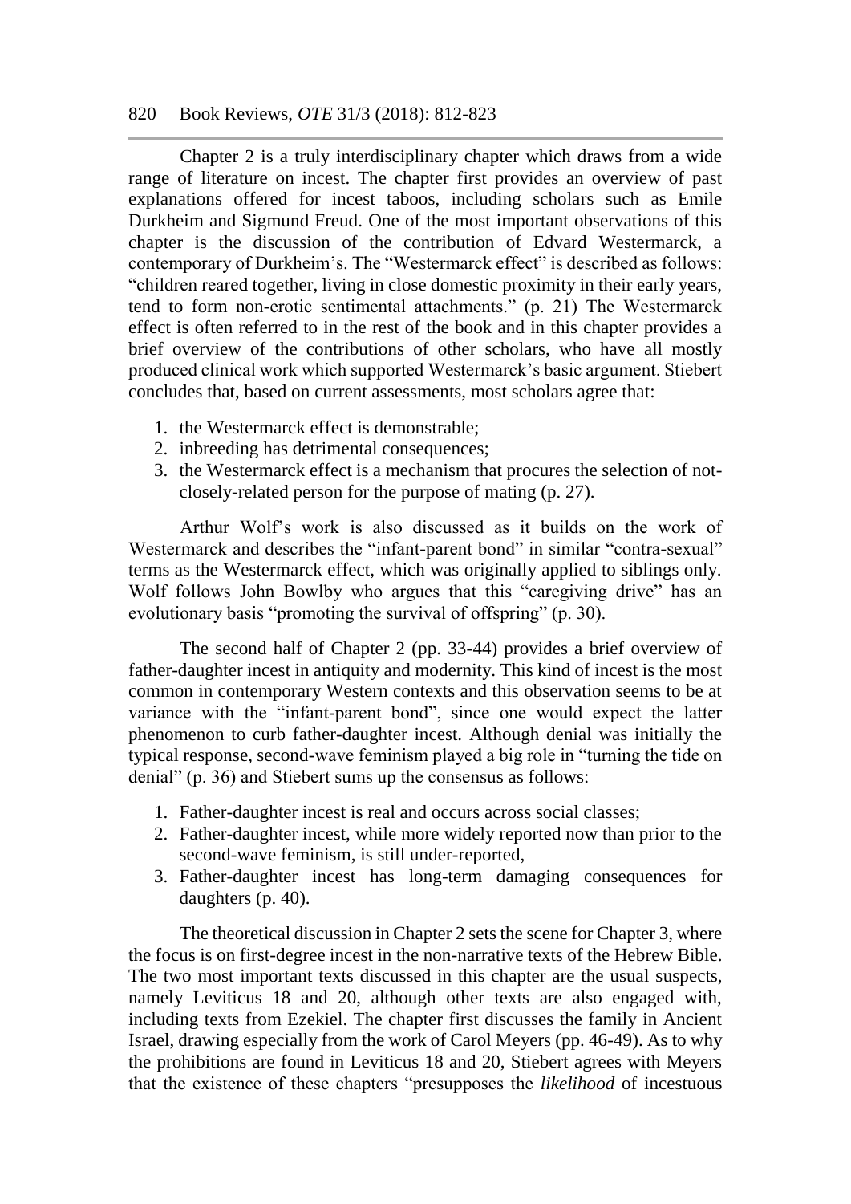Chapter 2 is a truly interdisciplinary chapter which draws from a wide range of literature on incest. The chapter first provides an overview of past explanations offered for incest taboos, including scholars such as Emile Durkheim and Sigmund Freud. One of the most important observations of this chapter is the discussion of the contribution of Edvard Westermarck, a contemporary of Durkheim's. The "Westermarck effect" is described as follows: "children reared together, living in close domestic proximity in their early years, tend to form non-erotic sentimental attachments." (p. 21) The Westermarck effect is often referred to in the rest of the book and in this chapter provides a brief overview of the contributions of other scholars, who have all mostly produced clinical work which supported Westermarck's basic argument. Stiebert concludes that, based on current assessments, most scholars agree that:

1. the Westermarck effect is demonstrable;
2. inbreeding has detrimental consequences;
3. the Westermarck effect is a mechanism that procures the selection of not-closely-related person for the purpose of mating (p. 27).

Arthur Wolf's work is also discussed as it builds on the work of Westermarck and describes the "infant-parent bond" in similar "contra-sexual" terms as the Westermarck effect, which was originally applied to siblings only. Wolf follows John Bowlby who argues that this "caregiving drive" has an evolutionary basis "promoting the survival of offspring" (p. 30).

The second half of Chapter 2 (pp. 33-44) provides a brief overview of father-daughter incest in antiquity and modernity. This kind of incest is the most common in contemporary Western contexts and this observation seems to be at variance with the "infant-parent bond", since one would expect the latter phenomenon to curb father-daughter incest. Although denial was initially the typical response, second-wave feminism played a big role in "turning the tide on denial" (p. 36) and Stiebert sums up the consensus as follows:

1. Father-daughter incest is real and occurs across social classes;
2. Father-daughter incest, while more widely reported now than prior to the second-wave feminism, is still under-reported,
3. Father-daughter incest has long-term damaging consequences for daughters (p. 40).

The theoretical discussion in Chapter 2 sets the scene for Chapter 3, where the focus is on first-degree incest in the non-narrative texts of the Hebrew Bible. The two most important texts discussed in this chapter are the usual suspects, namely Leviticus 18 and 20, although other texts are also engaged with, including texts from Ezekiel. The chapter first discusses the family in Ancient Israel, drawing especially from the work of Carol Meyers (pp. 46-49). As to why the prohibitions are found in Leviticus 18 and 20, Stiebert agrees with Meyers that the existence of these chapters "presupposes the *likelihood* of incestuous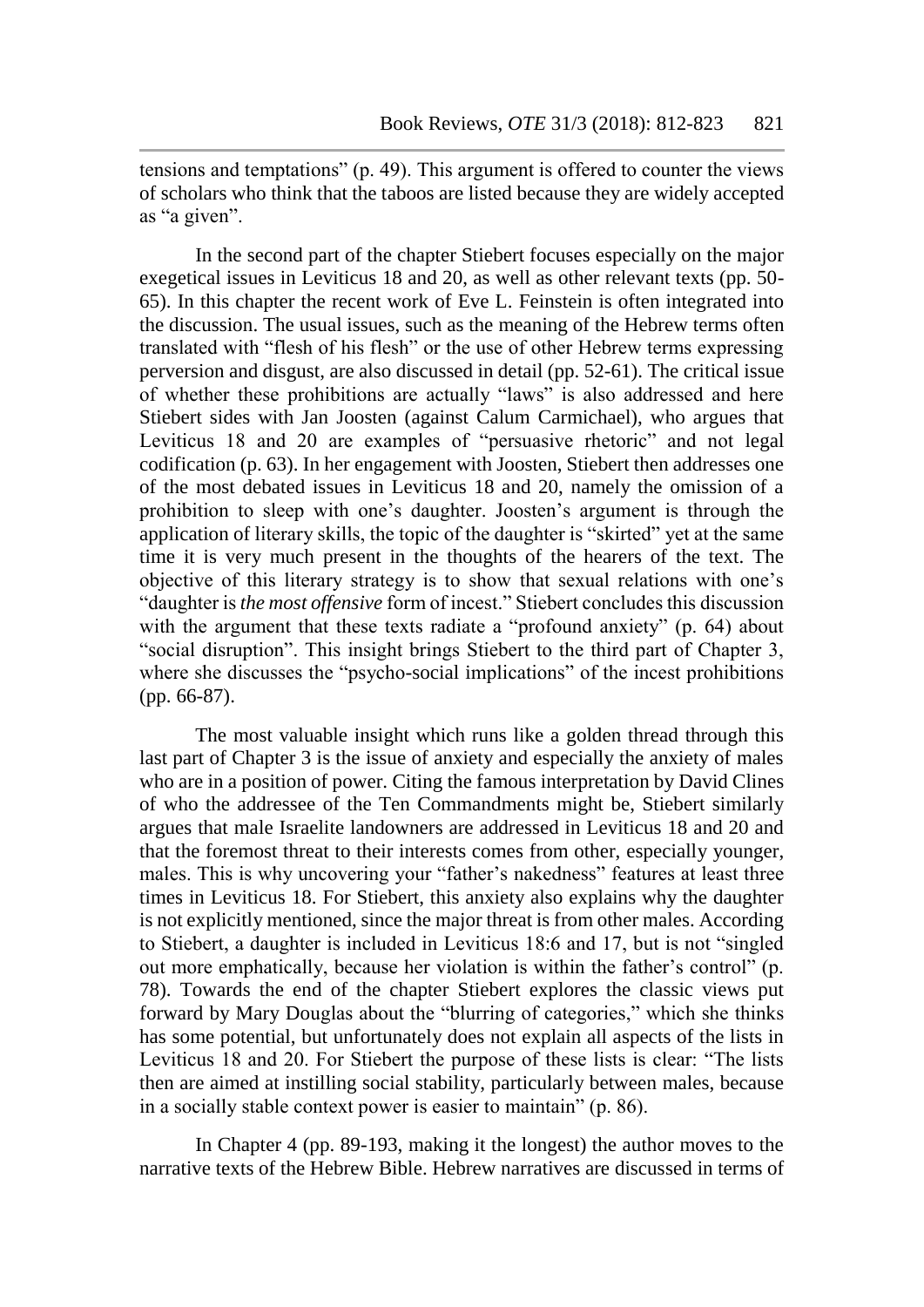tensions and temptations" (p. 49). This argument is offered to counter the views of scholars who think that the taboos are listed because they are widely accepted as "a given".

In the second part of the chapter Stiebert focuses especially on the major exegetical issues in Leviticus 18 and 20, as well as other relevant texts (pp. 50-65). In this chapter the recent work of Eve L. Feinstein is often integrated into the discussion. The usual issues, such as the meaning of the Hebrew terms often translated with "flesh of his flesh" or the use of other Hebrew terms expressing perversion and disgust, are also discussed in detail (pp. 52-61). The critical issue of whether these prohibitions are actually "laws" is also addressed and here Stiebert sides with Jan Joosten (against Calum Carmichael), who argues that Leviticus 18 and 20 are examples of "persuasive rhetoric" and not legal codification (p. 63). In her engagement with Joosten, Stiebert then addresses one of the most debated issues in Leviticus 18 and 20, namely the omission of a prohibition to sleep with one's daughter. Joosten's argument is through the application of literary skills, the topic of the daughter is "skirted" yet at the same time it is very much present in the thoughts of the hearers of the text. The objective of this literary strategy is to show that sexual relations with one's "daughter is *the most offensive* form of incest." Stiebert concludes this discussion with the argument that these texts radiate a "profound anxiety" (p. 64) about "social disruption". This insight brings Stiebert to the third part of Chapter 3, where she discusses the "psycho-social implications" of the incest prohibitions (pp. 66-87).

The most valuable insight which runs like a golden thread through this last part of Chapter 3 is the issue of anxiety and especially the anxiety of males who are in a position of power. Citing the famous interpretation by David Clines of who the addressee of the Ten Commandments might be, Stiebert similarly argues that male Israelite landowners are addressed in Leviticus 18 and 20 and that the foremost threat to their interests comes from other, especially younger, males. This is why uncovering your "father's nakedness" features at least three times in Leviticus 18. For Stiebert, this anxiety also explains why the daughter is not explicitly mentioned, since the major threat is from other males. According to Stiebert, a daughter is included in Leviticus 18:6 and 17, but is not "singled out more emphatically, because her violation is within the father's control" (p. 78). Towards the end of the chapter Stiebert explores the classic views put forward by Mary Douglas about the "blurring of categories," which she thinks has some potential, but unfortunately does not explain all aspects of the lists in Leviticus 18 and 20. For Stiebert the purpose of these lists is clear: "The lists then are aimed at instilling social stability, particularly between males, because in a socially stable context power is easier to maintain" (p. 86).

In Chapter 4 (pp. 89-193, making it the longest) the author moves to the narrative texts of the Hebrew Bible. Hebrew narratives are discussed in terms of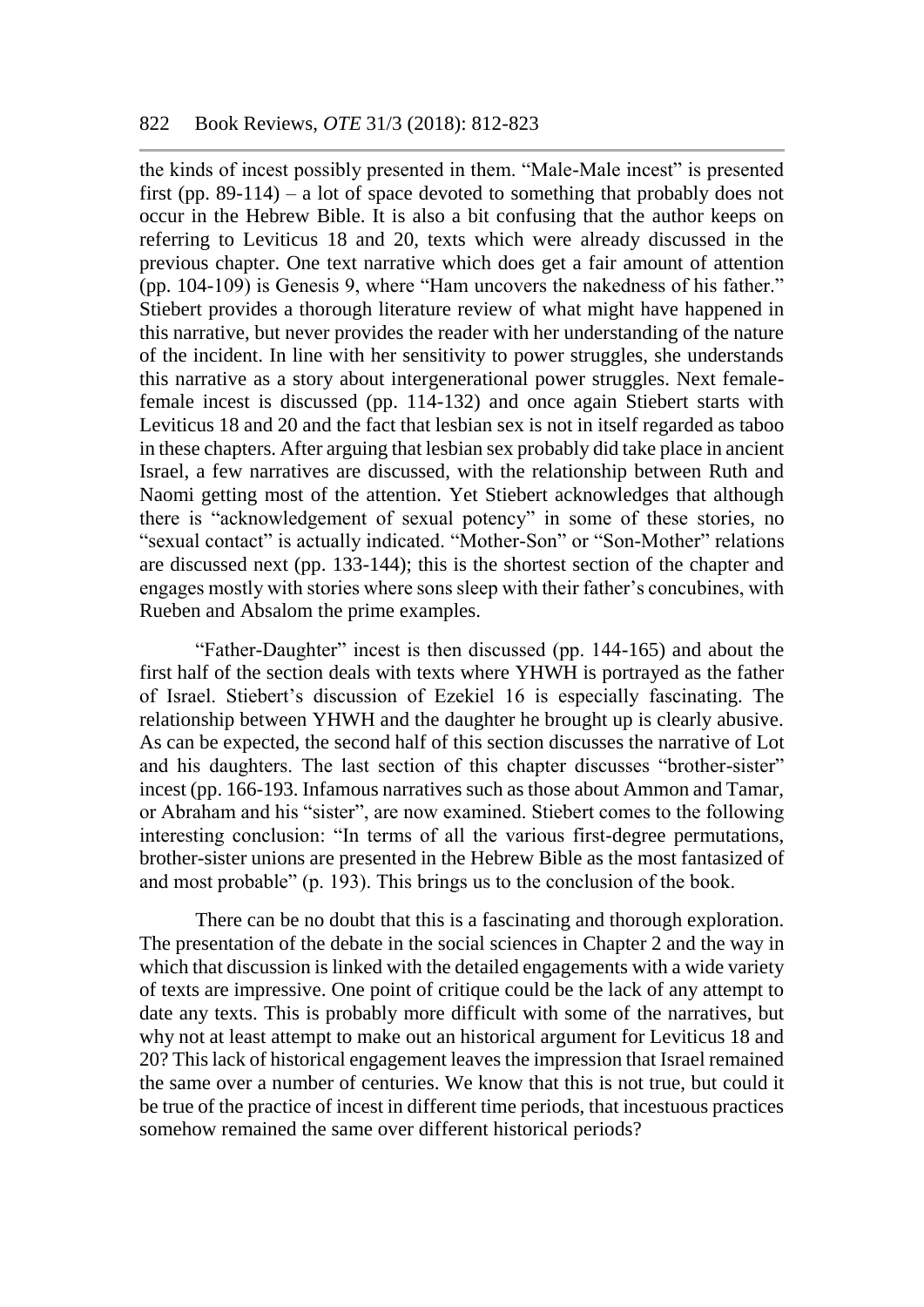the kinds of incest possibly presented in them. "Male-Male incest" is presented first (pp. 89-114) – a lot of space devoted to something that probably does not occur in the Hebrew Bible. It is also a bit confusing that the author keeps on referring to Leviticus 18 and 20, texts which were already discussed in the previous chapter. One text narrative which does get a fair amount of attention (pp. 104-109) is Genesis 9, where "Ham uncovers the nakedness of his father." Stiebert provides a thorough literature review of what might have happened in this narrative, but never provides the reader with her understanding of the nature of the incident. In line with her sensitivity to power struggles, she understands this narrative as a story about intergenerational power struggles. Next female-female incest is discussed (pp. 114-132) and once again Stiebert starts with Leviticus 18 and 20 and the fact that lesbian sex is not in itself regarded as taboo in these chapters. After arguing that lesbian sex probably did take place in ancient Israel, a few narratives are discussed, with the relationship between Ruth and Naomi getting most of the attention. Yet Stiebert acknowledges that although there is "acknowledgement of sexual potency" in some of these stories, no "sexual contact" is actually indicated. "Mother-Son" or "Son-Mother" relations are discussed next (pp. 133-144); this is the shortest section of the chapter and engages mostly with stories where sons sleep with their father's concubines, with Rueben and Absalom the prime examples.

"Father-Daughter" incest is then discussed (pp. 144-165) and about the first half of the section deals with texts where YHWH is portrayed as the father of Israel. Stiebert's discussion of Ezekiel 16 is especially fascinating. The relationship between YHWH and the daughter he brought up is clearly abusive. As can be expected, the second half of this section discusses the narrative of Lot and his daughters. The last section of this chapter discusses "brother-sister" incest (pp. 166-193. Infamous narratives such as those about Ammon and Tamar, or Abraham and his "sister", are now examined. Stiebert comes to the following interesting conclusion: "In terms of all the various first-degree permutations, brother-sister unions are presented in the Hebrew Bible as the most fantasized of and most probable" (p. 193). This brings us to the conclusion of the book.

There can be no doubt that this is a fascinating and thorough exploration. The presentation of the debate in the social sciences in Chapter 2 and the way in which that discussion is linked with the detailed engagements with a wide variety of texts are impressive. One point of critique could be the lack of any attempt to date any texts. This is probably more difficult with some of the narratives, but why not at least attempt to make out an historical argument for Leviticus 18 and 20? This lack of historical engagement leaves the impression that Israel remained the same over a number of centuries. We know that this is not true, but could it be true of the practice of incest in different time periods, that incestuous practices somehow remained the same over different historical periods?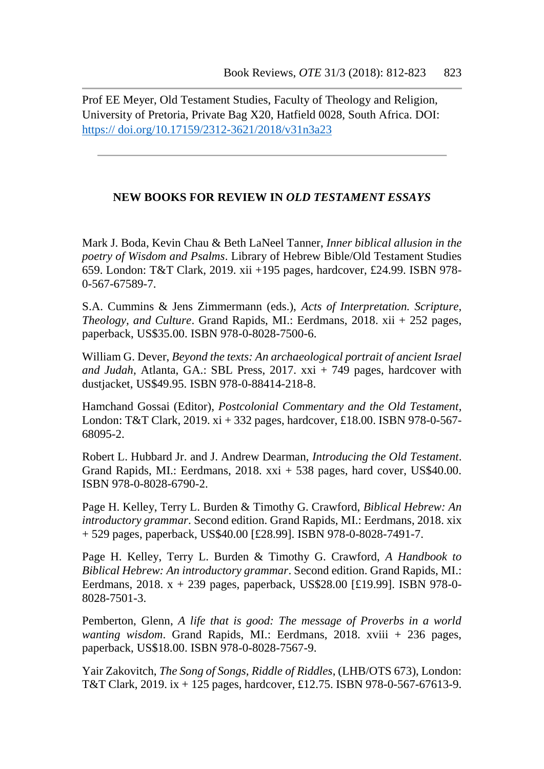Prof EE Meyer, Old Testament Studies, Faculty of Theology and Religion, University of Pretoria, Private Bag X20, Hatfield 0028, South Africa. DOI: [https:// doi.org/10.17159/2312-3621/2018/v31n3a23](https://doi.org/10.17159/2312-3621/2018/v31n3a23)

---

**NEW BOOKS FOR REVIEW IN *OLD TESTAMENT ESSAYS***

Mark J. Boda, Kevin Chau & Beth LaNeel Tanner, *Inner biblical allusion in the poetry of Wisdom and Psalms*. Library of Hebrew Bible/Old Testament Studies 659. London: T&T Clark, 2019. xii +195 pages, hardcover, £24.99. ISBN 978-0-567-67589-7.

S.A. Cummins & Jens Zimmermann (eds.), *Acts of Interpretation. Scripture, Theology, and Culture*. Grand Rapids, MI.: Eerdmans, 2018. xii + 252 pages, paperback, US$35.00. ISBN 978-0-8028-7500-6.

William G. Dever, *Beyond the texts: An archaeological portrait of ancient Israel and Judah*, Atlanta, GA.: SBL Press, 2017. xxi + 749 pages, hardcover with dustjacket, US$49.95. ISBN 978-0-88414-218-8.

Hamchand Gossai (Editor), *Postcolonial Commentary and the Old Testament*, London: T&T Clark, 2019. xi + 332 pages, hardcover, £18.00. ISBN 978-0-567-68095-2.

Robert L. Hubbard Jr. and J. Andrew Dearman, *Introducing the Old Testament*. Grand Rapids, MI.: Eerdmans, 2018. xxi + 538 pages, hard cover, US$40.00. ISBN 978-0-8028-6790-2.

Page H. Kelley, Terry L. Burden & Timothy G. Crawford, *Biblical Hebrew: An introductory grammar*. Second edition. Grand Rapids, MI.: Eerdmans, 2018. xix + 529 pages, paperback, US$40.00 [£28.99]. ISBN 978-0-8028-7491-7.

Page H. Kelley, Terry L. Burden & Timothy G. Crawford, *A Handbook to Biblical Hebrew: An introductory grammar*. Second edition. Grand Rapids, MI.: Eerdmans, 2018. x + 239 pages, paperback, US$28.00 [£19.99]. ISBN 978-0-8028-7501-3.

Pemberton, Glenn, *A life that is good: The message of Proverbs in a world wanting wisdom*. Grand Rapids, MI.: Eerdmans, 2018. xviii + 236 pages, paperback, US$18.00. ISBN 978-0-8028-7567-9.

Yair Zakovitch, *The Song of Songs, Riddle of Riddles*, (LHB/OTS 673), London: T&T Clark, 2019. ix + 125 pages, hardcover, £12.75. ISBN 978-0-567-67613-9.